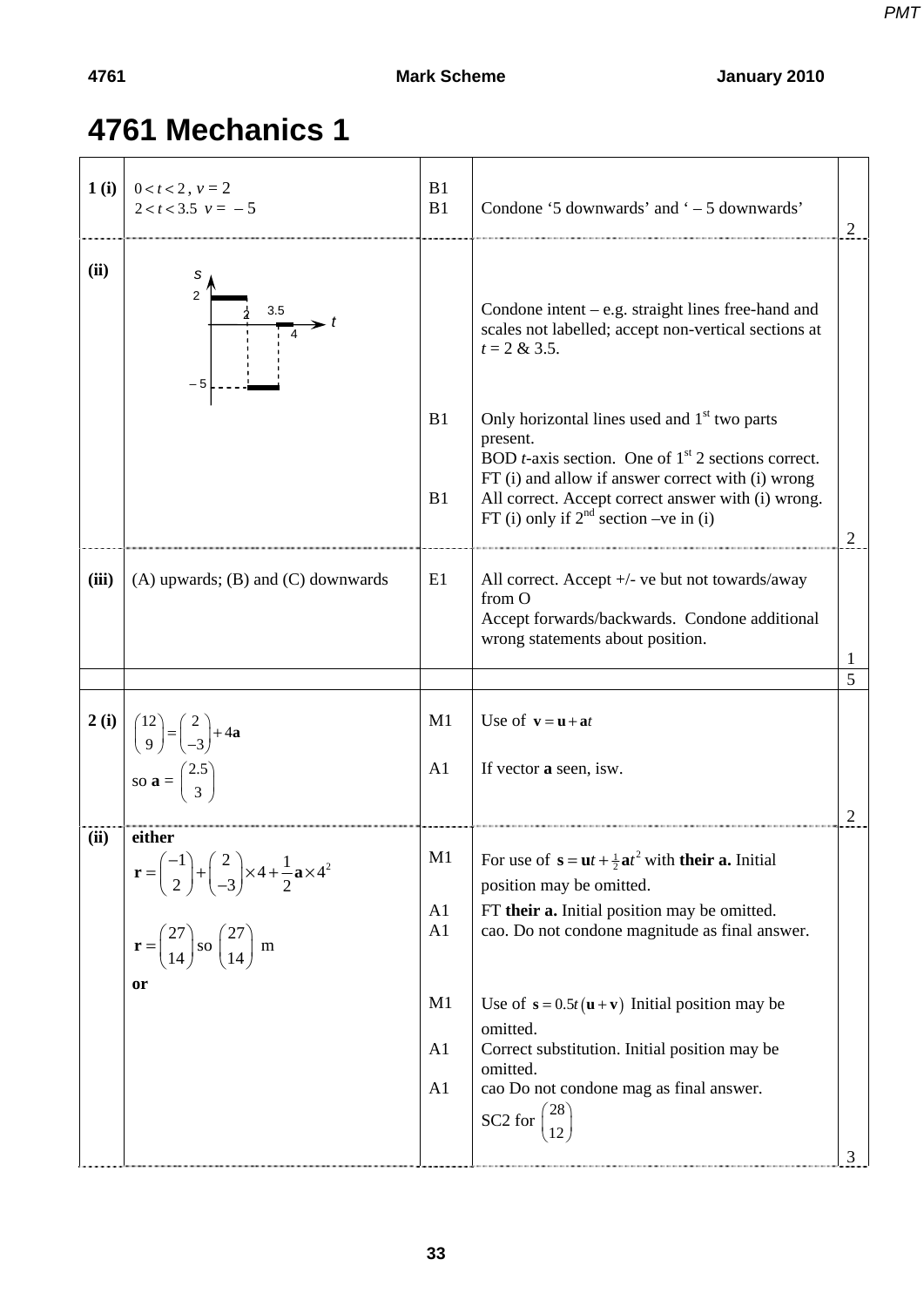# 4761 Mechanics 1

| | | | | |
|---|---|---|---|---|
| **1 (i)** | $0 < t < 2$, $v = 2$<br>$2 < t < 3.5$ $v = -5$ | B1<br>B1 | Condone '5 downwards' and ' – 5 downwards' | 2 |
| **(ii)** | (graph of $s$ against $t$: $s = 2$ for $0 < t < 2$; $s = -5$ for $2 < t < 3.5$; $s = 0$ for $3.5 < t < 4$) | B1<br><br><br>B1 | Condone intent – e.g. straight lines free-hand and scales not labelled; accept non-vertical sections at $t$ = 2 & 3.5.<br>Only horizontal lines used and 1st two parts present.<br>BOD $t$-axis section. One of 1st 2 sections correct. FT (i) and allow if answer correct with (i) wrong<br>All correct. Accept correct answer with (i) wrong. FT (i) only if 2nd section –ve in (i) | 2 |
| **(iii)** | (A) upwards; (B) and (C) downwards | E1 | All correct. Accept +/- ve but not towards/away from O<br>Accept forwards/backwards. Condone additional wrong statements about position. | 1 |
| | | | | 5 |
| **2 (i)** | $\begin{pmatrix} 12 \\ 9 \end{pmatrix} = \begin{pmatrix} 2 \\ -3 \end{pmatrix} + 4\mathbf{a}$<br>so $\mathbf{a} = \begin{pmatrix} 2.5 \\ 3 \end{pmatrix}$ | M1<br><br>A1 | Use of $\mathbf{v} = \mathbf{u} + \mathbf{a}t$<br><br>If vector **a** seen, isw. | 2 |
| **(ii)** | **either**<br>$\mathbf{r} = \begin{pmatrix} -1 \\ 2 \end{pmatrix} + \begin{pmatrix} 2 \\ -3 \end{pmatrix} \times 4 + \frac{1}{2}\mathbf{a} \times 4^2$<br><br>$\mathbf{r} = \begin{pmatrix} 27 \\ 14 \end{pmatrix}$ so $\begin{pmatrix} 27 \\ 14 \end{pmatrix}$ m<br>**or** | M1<br><br>A1<br>A1<br><br><br>M1<br><br>A1<br><br>A1 | For use of $\mathbf{s} = \mathbf{u}t + \frac{1}{2}\mathbf{a}t^2$ with **their a.** Initial position may be omitted.<br>FT **their a.** Initial position may be omitted.<br>cao. Do not condone magnitude as final answer.<br><br>Use of $\mathbf{s} = 0.5t(\mathbf{u} + \mathbf{v})$ Initial position may be omitted.<br>Correct substitution. Initial position may be omitted.<br>cao Do not condone mag as final answer.<br>SC2 for $\begin{pmatrix} 28 \\ 12 \end{pmatrix}$ | 3 |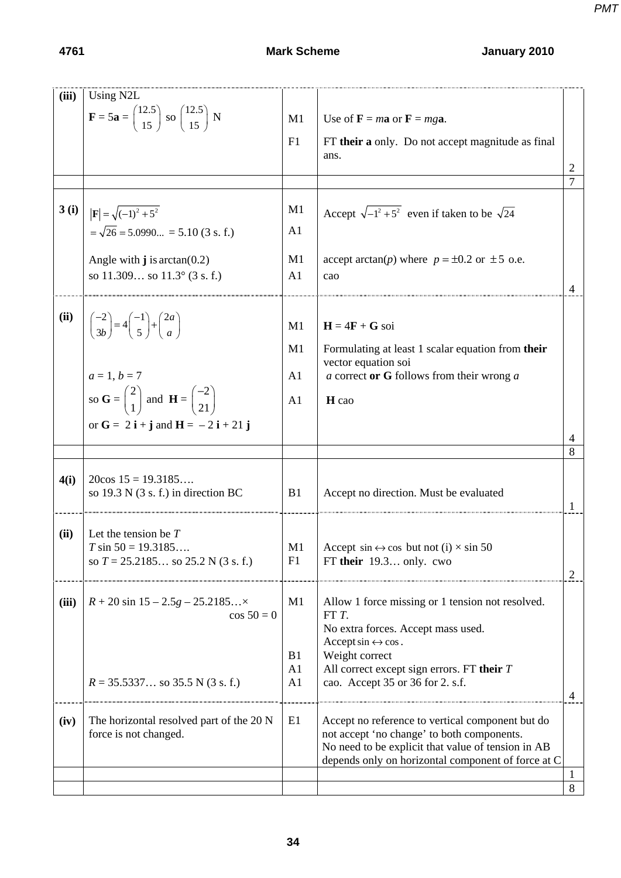| | | | | |
|---|---|---|---|---|
| **(iii)** | Using N2L<br>$\mathbf{F} = 5\mathbf{a} = \begin{pmatrix} 12.5 \\ 15 \end{pmatrix}$ so $\begin{pmatrix} 12.5 \\ 15 \end{pmatrix}$ N | M1<br>F1 | Use of $\mathbf{F} = m\mathbf{a}$ or $\mathbf{F} = mg\mathbf{a}$.<br>FT **their a** only. Do not accept magnitude as final ans. | 2 |
| | | | | 7 |
| **3 (i)** | $\lvert\mathbf{F}\rvert = \sqrt{(-1)^2 + 5^2}$<br>$= \sqrt{26} = 5.0990... = 5.10$ (3 s. f.)<br><br>Angle with **j** is $\arctan(0.2)$<br>so 11.309… so 11.3° (3 s. f.) | M1<br>A1<br><br>M1<br>A1 | Accept $\sqrt{-1^2 + 5^2}$ even if taken to be $\sqrt{24}$<br><br><br>accept $\arctan(p)$ where $p = \pm 0.2$ or $\pm 5$ o.e.<br>cao | 4 |
| **(ii)** | $\begin{pmatrix} -2 \\ 3b \end{pmatrix} = 4\begin{pmatrix} -1 \\ 5 \end{pmatrix} + \begin{pmatrix} 2a \\ a \end{pmatrix}$<br><br>$a = 1$, $b = 7$<br>so $\mathbf{G} = \begin{pmatrix} 2 \\ 1 \end{pmatrix}$ and $\mathbf{H} = \begin{pmatrix} -2 \\ 21 \end{pmatrix}$<br>or $\mathbf{G} = 2\,\mathbf{i} + \mathbf{j}$ and $\mathbf{H} = -2\,\mathbf{i} + 21\,\mathbf{j}$ | M1<br>M1<br><br>A1<br>A1 | $\mathbf{H} = 4\mathbf{F} + \mathbf{G}$ soi<br>Formulating at least 1 scalar equation from **their** vector equation soi<br>$a$ correct **or G** follows from their wrong $a$<br>**H** cao | 4 |
| | | | | 8 |
| **4(i)** | $20\cos 15 = 19.3185…$<br>so 19.3 N (3 s. f.) in direction BC | B1 | Accept no direction. Must be evaluated | 1 |
| **(ii)** | Let the tension be $T$<br>$T \sin 50 = 19.3185…$<br>so $T = 25.2185…$ so 25.2 N (3 s. f.) | M1<br>F1 | Accept $\sin \leftrightarrow \cos$ but not (i) × sin 50<br>FT **their** 19.3… only. cwo | 2 |
| **(iii)** | $R + 20 \sin 15 - 2.5g - 25.2185… \times \cos 50 = 0$<br><br><br><br>$R = 35.5337…$ so 35.5 N (3 s. f.) | M1<br><br><br>B1<br>A1<br>A1 | Allow 1 force missing or 1 tension not resolved. FT $T$.<br>No extra forces. Accept mass used.<br>Accept $\sin \leftrightarrow \cos$.<br>Weight correct<br>All correct except sign errors. FT **their** $T$<br>cao. Accept 35 or 36 for 2. s.f. | 4 |
| **(iv)** | The horizontal resolved part of the 20 N force is not changed. | E1 | Accept no reference to vertical component but do not accept 'no change' to both components.<br>No need to be explicit that value of tension in AB depends only on horizontal component of force at C | 1 |
| | | | | 8 |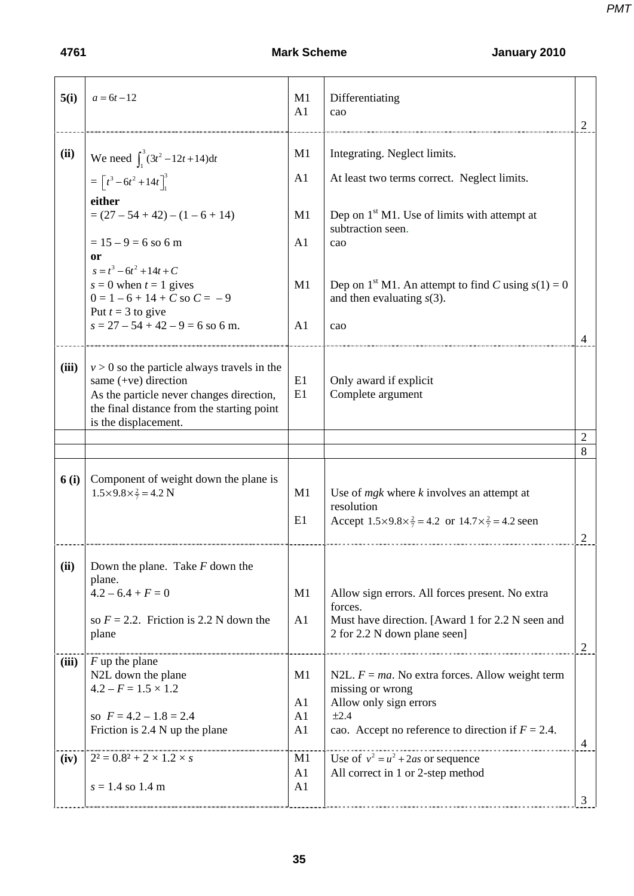| | | | | |
|---|---|---|---|---|
| **5(i)** | $a = 6t - 12$ | M1<br>A1 | Differentiating<br>cao | 2 |
| **(ii)** | We need $\int_1^3 (3t^2 - 12t + 14)\mathrm{d}t$<br>$= \left[t^3 - 6t^2 + 14t\right]_1^3$<br>**either**<br>= (27 – 54 + 42) – (1 – 6 + 14)<br><br>= 15 – 9 = 6 so 6 m<br>**or**<br>$s = t^3 - 6t^2 + 14t + C$<br>$s = 0$ when $t = 1$ gives<br>$0 = 1 - 6 + 14 + C$ so $C = -9$<br>Put $t = 3$ to give<br>$s = 27 - 54 + 42 - 9 = 6$ so 6 m. | M1<br><br>A1<br><br><br>M1<br><br>A1<br><br><br><br>M1<br><br><br>A1 | Integrating. Neglect limits.<br><br>At least two terms correct. Neglect limits.<br><br>Dep on 1st M1. Use of limits with attempt at subtraction seen.<br>cao<br><br><br>Dep on 1st M1. An attempt to find $C$ using $s(1) = 0$ and then evaluating $s(3)$.<br><br>cao | 4 |
| **(iii)** | $v > 0$ so the particle always travels in the same (+ve) direction<br>As the particle never changes direction, the final distance from the starting point is the displacement. | E1<br>E1 | Only award if explicit<br>Complete argument | |
| | | | | 2 |
| | | | | 8 |
| **6 (i)** | Component of weight down the plane is<br>$1.5 \times 9.8 \times \frac{2}{7} = 4.2$ N | M1<br><br>E1 | Use of $mgk$ where $k$ involves an attempt at resolution<br>Accept $1.5 \times 9.8 \times \frac{2}{7} = 4.2$ or $14.7 \times \frac{2}{7} = 4.2$ seen | 2 |
| **(ii)** | Down the plane. Take $F$ down the plane.<br>$4.2 - 6.4 + F = 0$<br><br>so $F = 2.2$. Friction is 2.2 N down the plane | <br><br>M1<br><br>A1 | <br><br>Allow sign errors. All forces present. No extra forces.<br>Must have direction. [Award 1 for 2.2 N seen and 2 for 2.2 N down plane seen] | 2 |
| **(iii)** | $F$ up the plane<br>N2L down the plane<br>$4.2 - F = 1.5 \times 1.2$<br><br>so $F = 4.2 - 1.8 = 2.4$<br>Friction is 2.4 N up the plane | <br>M1<br><br>A1<br>A1<br>A1 | <br>N2L. $F = ma$. No extra forces. Allow weight term missing or wrong<br>Allow only sign errors<br>±2.4<br>cao. Accept no reference to direction if $F = 2.4$. | 4 |
| **(iv)** | $2^2 = 0.8^2 + 2 \times 1.2 \times s$<br><br>$s = 1.4$ so 1.4 m | M1<br>A1<br>A1 | Use of $v^2 = u^2 + 2as$ or sequence<br>All correct in 1 or 2-step method | 3 |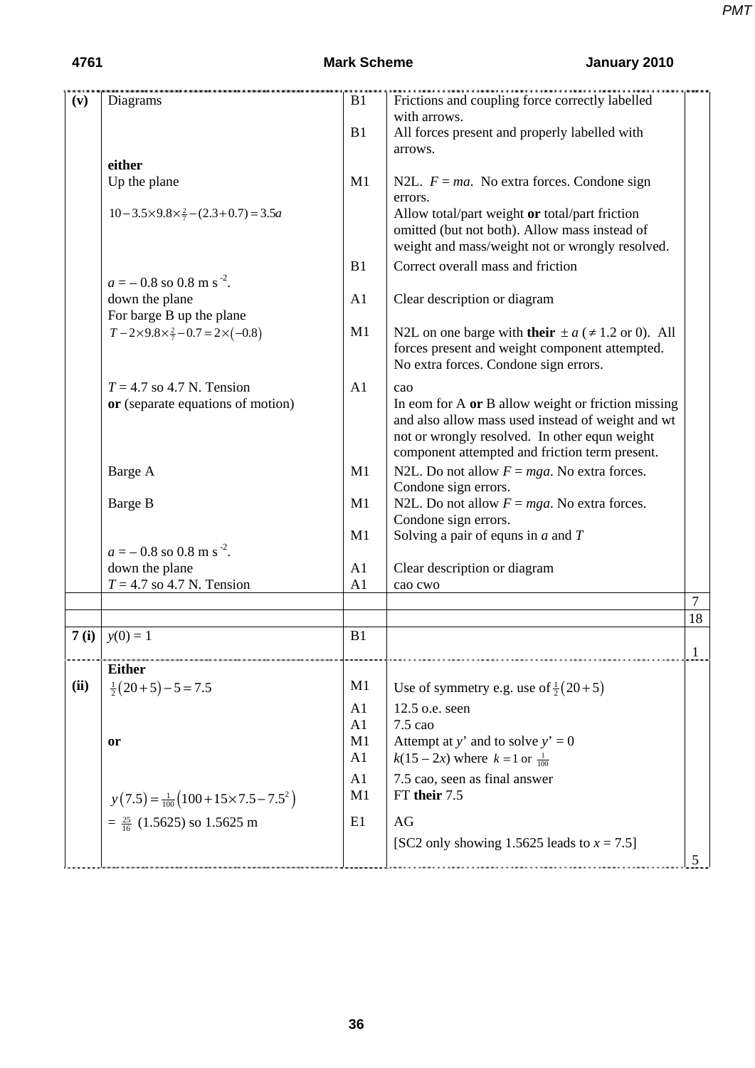| | | | | |
|---|---|---|---|---|
| **(v)** | Diagrams | B1 | Frictions and coupling force correctly labelled with arrows. | |
| | | B1 | All forces present and properly labelled with arrows. | |
| | **either** | | | |
| | Up the plane | M1 | N2L. $F = ma$. No extra forces. Condone sign errors. | |
| | $10 - 3.5 \times 9.8 \times \frac{2}{7} - (2.3 + 0.7) = 3.5a$ | | Allow total/part weight **or** total/part friction omitted (but not both). Allow mass instead of weight and mass/weight not or wrongly resolved. | |
| | | B1 | Correct overall mass and friction | |
| | $a = -0.8$ so 0.8 m s$^{-2}$. | | | |
| | down the plane | A1 | Clear description or diagram | |
| | For barge B up the plane | | | |
| | $T - 2 \times 9.8 \times \frac{2}{7} - 0.7 = 2 \times (-0.8)$ | M1 | N2L on one barge with **their** $\pm a$ ($\neq 1.2$ or 0). All forces present and weight component attempted. No extra forces. Condone sign errors. | |
| | $T = 4.7$ so 4.7 N. Tension | A1 | cao | |
| | **or** (separate equations of motion) | | In eom for A **or** B allow weight or friction missing and also allow mass used instead of weight and wt not or wrongly resolved. In other equn weight component attempted and friction term present. | |
| | Barge A | M1 | N2L. Do not allow $F = mga$. No extra forces. Condone sign errors. | |
| | Barge B | M1 | N2L. Do not allow $F = mga$. No extra forces. Condone sign errors. | |
| | | M1 | Solving a pair of equns in $a$ and $T$ | |
| | $a = -0.8$ so 0.8 m s$^{-2}$. | | | |
| | down the plane | A1 | Clear description or diagram | |
| | $T = 4.7$ so 4.7 N. Tension | A1 | cao cwo | |
| | | | | 7 |
| | | | | 18 |
| **7 (i)** | $y(0) = 1$ | B1 | | 1 |
| | **Either** | | | |
| **(ii)** | $\frac{1}{2}(20+5) - 5 = 7.5$ | M1 | Use of symmetry e.g. use of $\frac{1}{2}(20+5)$ | |
| | | A1 | 12.5 o.e. seen | |
| | | A1 | 7.5 cao | |
| | **or** | M1 | Attempt at $y'$ and to solve $y' = 0$ | |
| | | A1 | $k(15 - 2x)$ where $k = 1$ or $\frac{1}{100}$ | |
| | | A1 | 7.5 cao, seen as final answer | |
| | $y(7.5) = \frac{1}{100}\left(100 + 15 \times 7.5 - 7.5^2\right)$ | M1 | FT **their** 7.5 | |
| | $= \frac{25}{16}$ (1.5625) so 1.5625 m | E1 | AG | |
| | | | [SC2 only showing 1.5625 leads to $x = 7.5$] | 5 |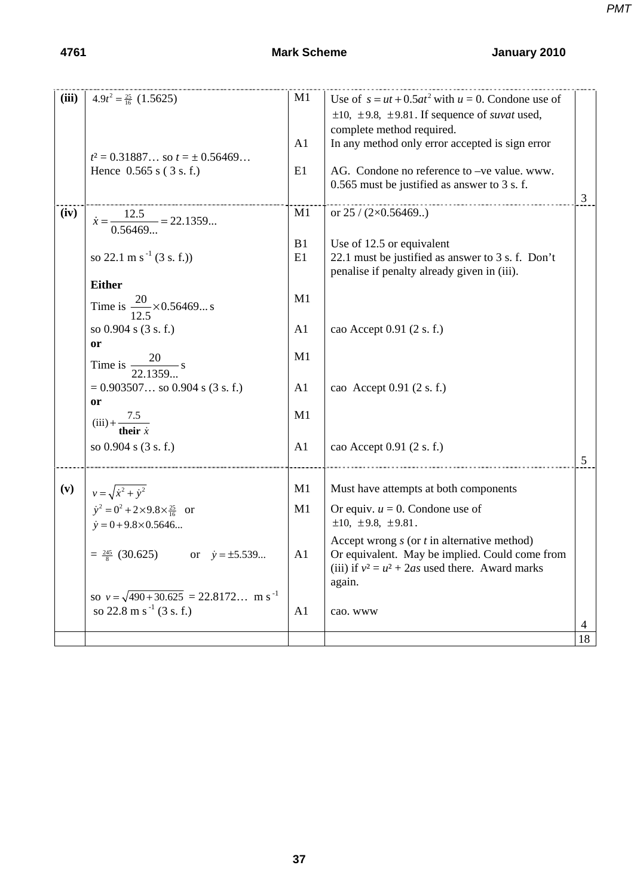| | | | | |
|---|---|---|---|---|
| (iii) | $4.9t^2 = \frac{25}{16}$ (1.5625) | M1 | Use of $s = ut + 0.5at^2$ with $u$ = 0. Condone use of $\pm 10,\ \pm 9.8,\ \pm 9.81$. If sequence of *suvat* used, complete method required. | |
| | | A1 | In any method only error accepted is sign error | |
| | $t^2 = 0.31887\ldots$ so $t = \pm\ 0.56469\ldots$<br>Hence 0.565 s ( 3 s. f.) | E1 | AG. Condone no reference to –ve value. www. 0.565 must be justified as answer to 3 s. f. | 3 |
| (iv) | $\dot{x} = \dfrac{12.5}{0.56469...} = 22.1359...$ | M1 | or 25 / (2×0.56469..) | |
| | | B1 | Use of 12.5 or equivalent | |
| | so 22.1 m s$^{-1}$ (3 s. f.)) | E1 | 22.1 must be justified as answer to 3 s. f. Don't penalise if penalty already given in (iii). | |
| | **Either**<br>Time is $\dfrac{20}{12.5} \times 0.56469...$ s | M1 | | |
| | so 0.904 s (3 s. f.) | A1 | cao Accept 0.91 (2 s. f.) | |
| | **or**<br>Time is $\dfrac{20}{22.1359...}$ s | M1 | | |
| | = 0.903507… so 0.904 s (3 s. f.) | A1 | cao Accept 0.91 (2 s. f.) | |
| | **or**<br>$\text{(iii)} + \dfrac{7.5}{\textbf{their } \dot{x}}$ | M1 | | |
| | so 0.904 s (3 s. f.) | A1 | cao Accept 0.91 (2 s. f.) | 5 |
| (v) | $v = \sqrt{\dot{x}^2 + \dot{y}^2}$ | M1 | Must have attempts at both components | |
| | $\dot{y}^2 = 0^2 + 2 \times 9.8 \times \frac{25}{16}$ or<br>$\dot{y} = 0 + 9.8 \times 0.5646...$ | M1 | Or equiv. $u$ = 0. Condone use of $\pm 10,\ \pm 9.8,\ \pm 9.81$.<br>Accept wrong $s$ (or $t$ in alternative method) | |
| | $= \frac{245}{8}$ (30.625) or $\dot{y} = \pm 5.539...$ | A1 | Or equivalent. May be implied. Could come from (iii) if $v^2 = u^2 + 2as$ used there. Award marks again. | |
| | so $v = \sqrt{490 + 30.625}$ = 22.8172… m s$^{-1}$<br>so 22.8 m s$^{-1}$ (3 s. f.) | A1 | cao. www | 4 |
| | | | | 18 |